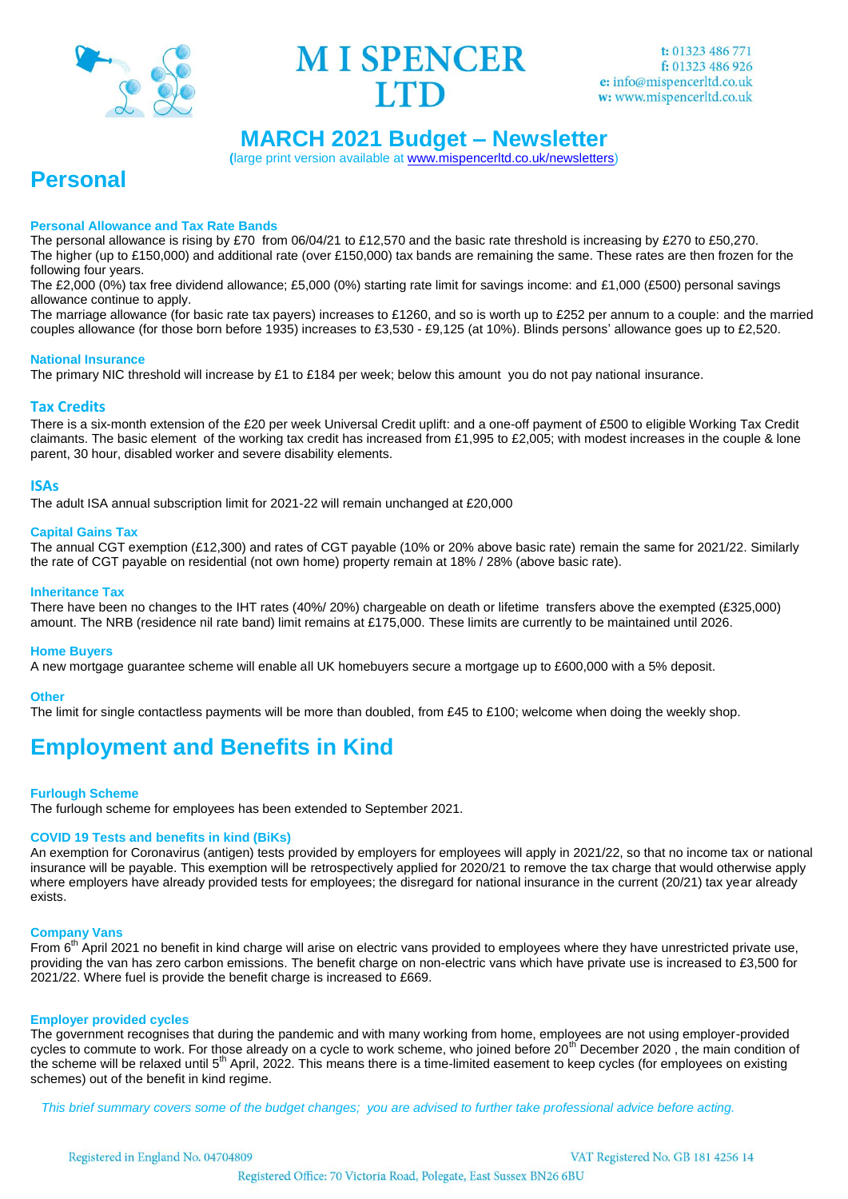# M I SPENCER LTD

t: 01323 486 771
f: 01323 486 926
e: info@mispencerltd.co.uk
w: www.mispencerltd.co.uk

## MARCH 2021 Budget – Newsletter

(large print version available at www.mispencerltd.co.uk/newsletters)

# Personal

### Personal Allowance and Tax Rate Bands

The personal allowance is rising by £70 from 06/04/21 to £12,570 and the basic rate threshold is increasing by £270 to £50,270. The higher (up to £150,000) and additional rate (over £150,000) tax bands are remaining the same. These rates are then frozen for the following four years.

The £2,000 (0%) tax free dividend allowance; £5,000 (0%) starting rate limit for savings income: and £1,000 (£500) personal savings allowance continue to apply.

The marriage allowance (for basic rate tax payers) increases to £1260, and so is worth up to £252 per annum to a couple: and the married couples allowance (for those born before 1935) increases to £3,530 - £9,125 (at 10%). Blinds persons' allowance goes up to £2,520.

### National Insurance

The primary NIC threshold will increase by £1 to £184 per week; below this amount you do not pay national insurance.

### Tax Credits

There is a six-month extension of the £20 per week Universal Credit uplift: and a one-off payment of £500 to eligible Working Tax Credit claimants. The basic element of the working tax credit has increased from £1,995 to £2,005; with modest increases in the couple & lone parent, 30 hour, disabled worker and severe disability elements.

### ISAs

The adult ISA annual subscription limit for 2021-22 will remain unchanged at £20,000

### Capital Gains Tax

The annual CGT exemption (£12,300) and rates of CGT payable (10% or 20% above basic rate) remain the same for 2021/22. Similarly the rate of CGT payable on residential (not own home) property remain at 18% / 28% (above basic rate).

### Inheritance Tax

There have been no changes to the IHT rates (40%/ 20%) chargeable on death or lifetime transfers above the exempted (£325,000) amount. The NRB (residence nil rate band) limit remains at £175,000. These limits are currently to be maintained until 2026.

### Home Buyers

A new mortgage guarantee scheme will enable all UK homebuyers secure a mortgage up to £600,000 with a 5% deposit.

### Other

The limit for single contactless payments will be more than doubled, from £45 to £100; welcome when doing the weekly shop.

# Employment and Benefits in Kind

### Furlough Scheme

The furlough scheme for employees has been extended to September 2021.

### COVID 19 Tests and benefits in kind (BiKs)

An exemption for Coronavirus (antigen) tests provided by employers for employees will apply in 2021/22, so that no income tax or national insurance will be payable. This exemption will be retrospectively applied for 2020/21 to remove the tax charge that would otherwise apply where employers have already provided tests for employees; the disregard for national insurance in the current (20/21) tax year already exists.

### Company Vans

From 6th April 2021 no benefit in kind charge will arise on electric vans provided to employees where they have unrestricted private use, providing the van has zero carbon emissions. The benefit charge on non-electric vans which have private use is increased to £3,500 for 2021/22. Where fuel is provide the benefit charge is increased to £669.

### Employer provided cycles

The government recognises that during the pandemic and with many working from home, employees are not using employer-provided cycles to commute to work. For those already on a cycle to work scheme, who joined before 20th December 2020 , the main condition of the scheme will be relaxed until 5th April, 2022. This means there is a time-limited easement to keep cycles (for employees on existing schemes) out of the benefit in kind regime.

*This brief summary covers some of the budget changes; you are advised to further take professional advice before acting.*

Registered in England No. 04704809 VAT Registered No. GB 181 4256 14
Registered Office: 70 Victoria Road, Polegate, East Sussex BN26 6BU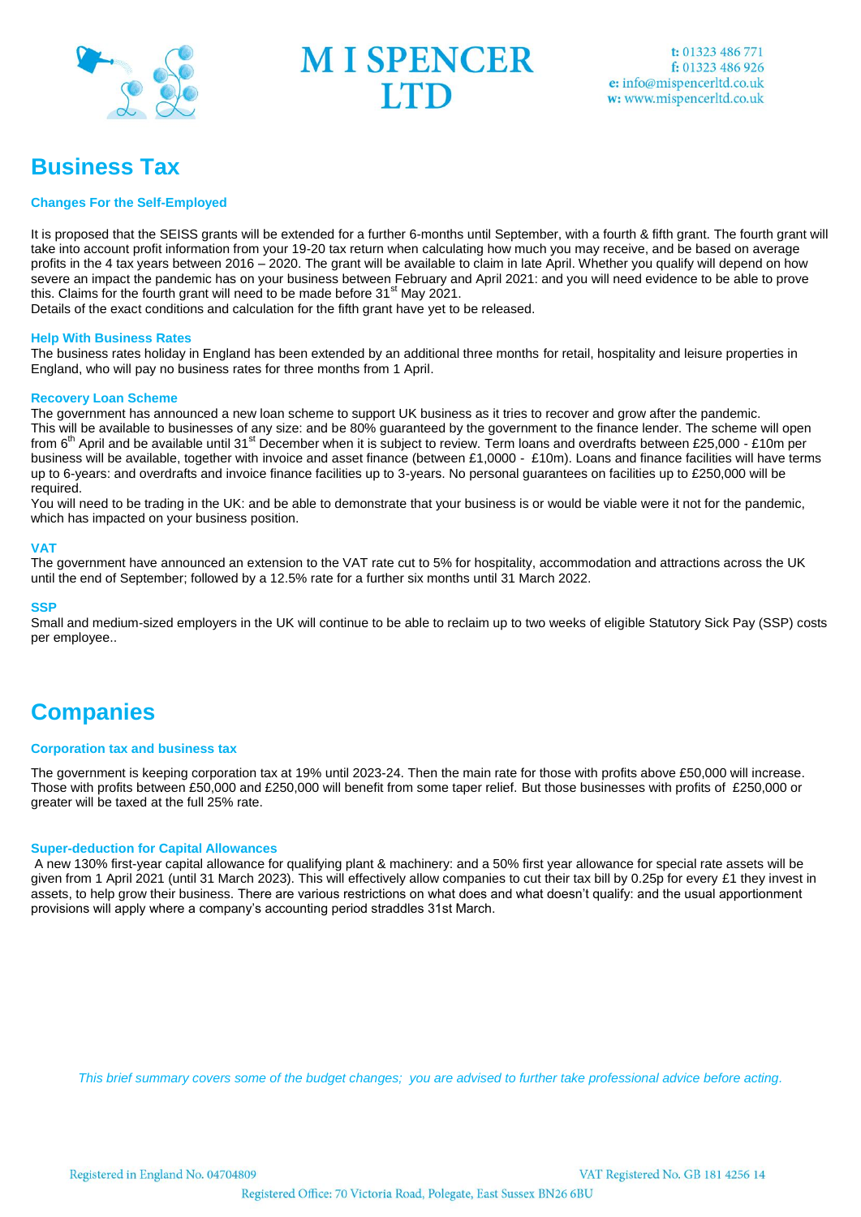# Business Tax

### Changes For the Self-Employed

It is proposed that the SEISS grants will be extended for a further 6-months until September, with a fourth & fifth grant. The fourth grant will take into account profit information from your 19-20 tax return when calculating how much you may receive, and be based on average profits in the 4 tax years between 2016 – 2020. The grant will be available to claim in late April. Whether you qualify will depend on how severe an impact the pandemic has on your business between February and April 2021: and you will need evidence to be able to prove this. Claims for the fourth grant will need to be made before 31st May 2021.
Details of the exact conditions and calculation for the fifth grant have yet to be released.

### Help With Business Rates

The business rates holiday in England has been extended by an additional three months for retail, hospitality and leisure properties in England, who will pay no business rates for three months from 1 April.

### Recovery Loan Scheme

The government has announced a new loan scheme to support UK business as it tries to recover and grow after the pandemic.
This will be available to businesses of any size: and be 80% guaranteed by the government to the finance lender. The scheme will open from 6th April and be available until 31st December when it is subject to review. Term loans and overdrafts between £25,000 - £10m per business will be available, together with invoice and asset finance (between £1,0000 - £10m). Loans and finance facilities will have terms up to 6-years: and overdrafts and invoice finance facilities up to 3-years. No personal guarantees on facilities up to £250,000 will be required.
You will need to be trading in the UK: and be able to demonstrate that your business is or would be viable were it not for the pandemic, which has impacted on your business position.

### VAT

The government have announced an extension to the VAT rate cut to 5% for hospitality, accommodation and attractions across the UK until the end of September; followed by a 12.5% rate for a further six months until 31 March 2022.

### SSP

Small and medium-sized employers in the UK will continue to be able to reclaim up to two weeks of eligible Statutory Sick Pay (SSP) costs per employee..

# Companies

### Corporation tax and business tax

The government is keeping corporation tax at 19% until 2023-24. Then the main rate for those with profits above £50,000 will increase. Those with profits between £50,000 and £250,000 will benefit from some taper relief. But those businesses with profits of £250,000 or greater will be taxed at the full 25% rate.

### Super-deduction for Capital Allowances

A new 130% first-year capital allowance for qualifying plant & machinery: and a 50% first year allowance for special rate assets will be given from 1 April 2021 (until 31 March 2023). This will effectively allow companies to cut their tax bill by 0.25p for every £1 they invest in assets, to help grow their business. There are various restrictions on what does and what doesn't qualify: and the usual apportionment provisions will apply where a company's accounting period straddles 31st March.

*This brief summary covers some of the budget changes; you are advised to further take professional advice before acting.*